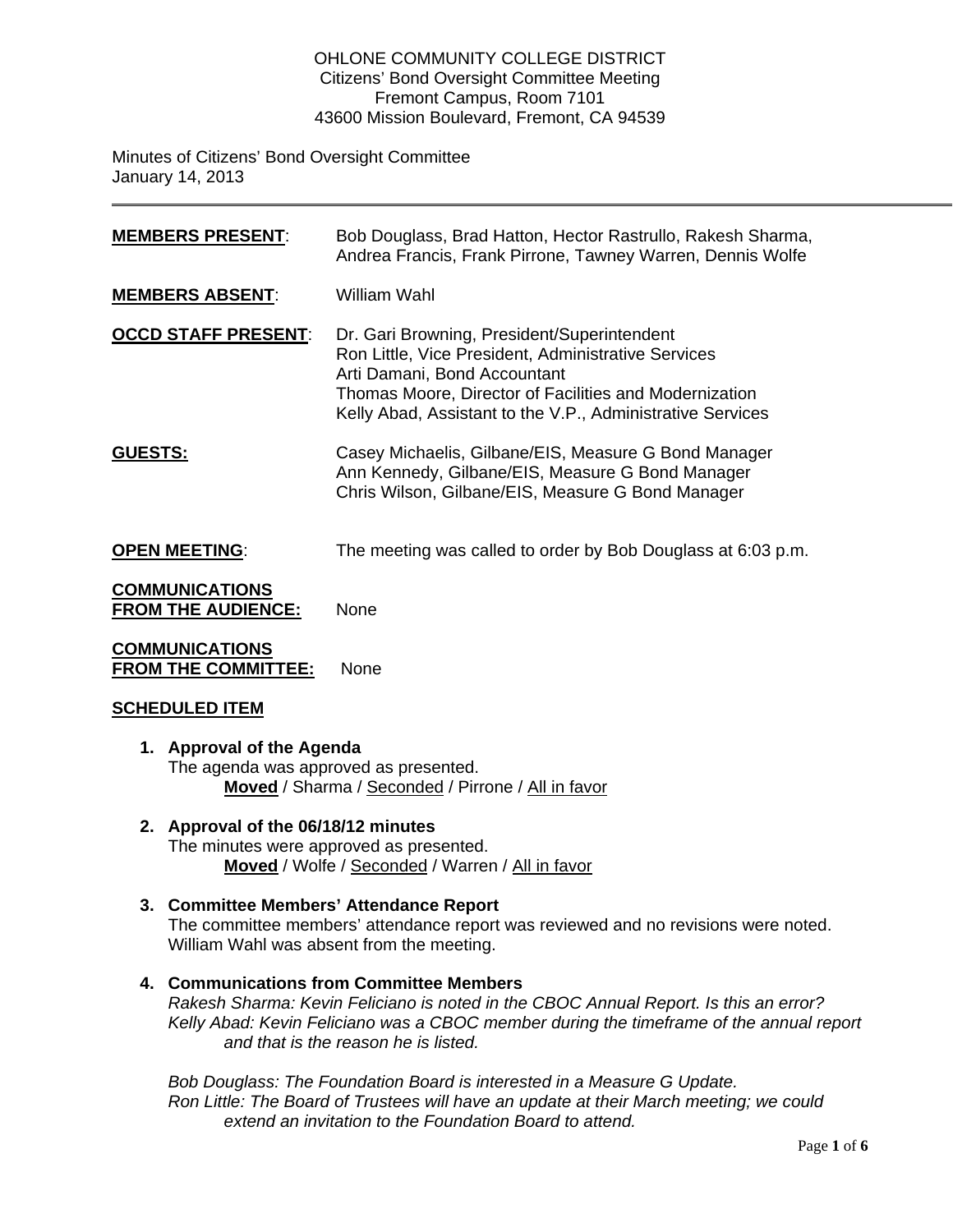OHLONE COMMUNITY COLLEGE DISTRICT
Citizens' Bond Oversight Committee Meeting
Fremont Campus, Room 7101
43600 Mission Boulevard, Fremont, CA 94539

Minutes of Citizens' Bond Oversight Committee
January 14, 2013

---

**MEMBERS PRESENT**: Bob Douglass, Brad Hatton, Hector Rastrullo, Rakesh Sharma, Andrea Francis, Frank Pirrone, Tawney Warren, Dennis Wolfe

**MEMBERS ABSENT**: William Wahl

**OCCD STAFF PRESENT**: Dr. Gari Browning, President/Superintendent
Ron Little, Vice President, Administrative Services
Arti Damani, Bond Accountant
Thomas Moore, Director of Facilities and Modernization
Kelly Abad, Assistant to the V.P., Administrative Services

**GUESTS:** Casey Michaelis, Gilbane/EIS, Measure G Bond Manager
Ann Kennedy, Gilbane/EIS, Measure G Bond Manager
Chris Wilson, Gilbane/EIS, Measure G Bond Manager

**OPEN MEETING**: The meeting was called to order by Bob Douglass at 6:03 p.m.

**COMMUNICATIONS FROM THE AUDIENCE:** None

**COMMUNICATIONS FROM THE COMMITTEE:** None

**SCHEDULED ITEM**

1. **Approval of the Agenda**
   The agenda was approved as presented.
   **Moved** / Sharma / Seconded / Pirrone / All in favor

2. **Approval of the 06/18/12 minutes**
   The minutes were approved as presented.
   **Moved** / Wolfe / Seconded / Warren / All in favor

3. **Committee Members' Attendance Report**
   The committee members' attendance report was reviewed and no revisions were noted. William Wahl was absent from the meeting.

4. **Communications from Committee Members**
   *Rakesh Sharma: Kevin Feliciano is noted in the CBOC Annual Report. Is this an error?*
   *Kelly Abad: Kevin Feliciano was a CBOC member during the timeframe of the annual report and that is the reason he is listed.*

   *Bob Douglass: The Foundation Board is interested in a Measure G Update.*
   *Ron Little: The Board of Trustees will have an update at their March meeting; we could extend an invitation to the Foundation Board to attend.*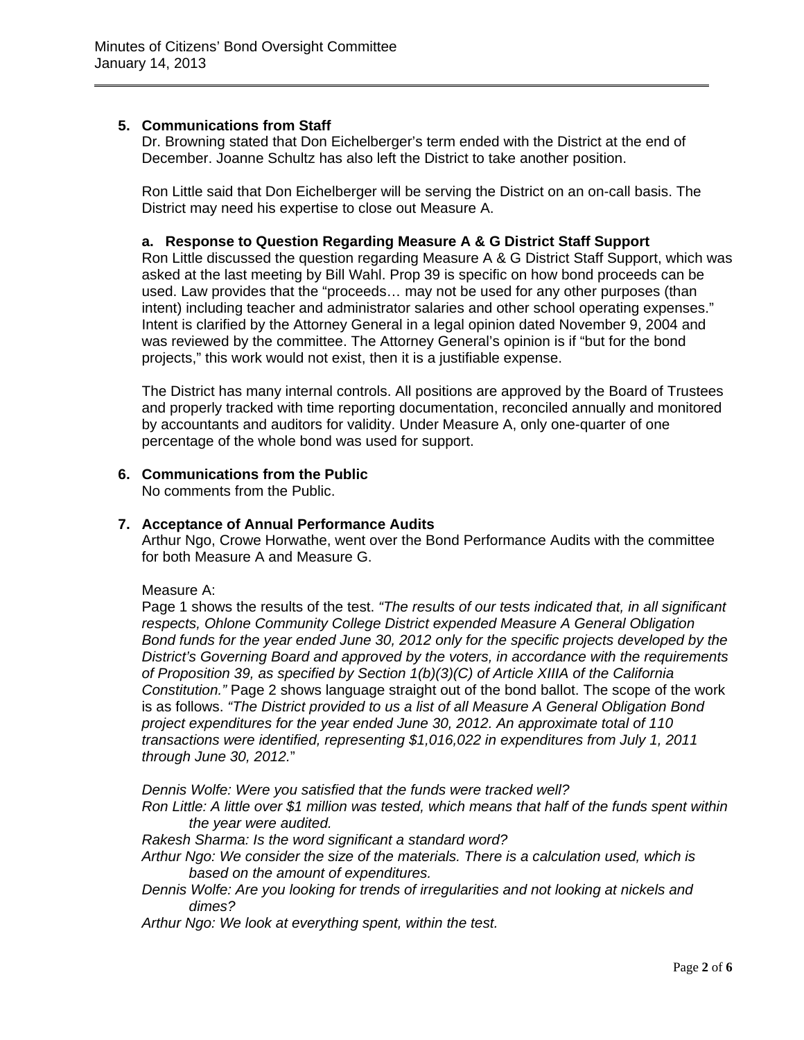## 5. Communications from Staff

Dr. Browning stated that Don Eichelberger's term ended with the District at the end of December. Joanne Schultz has also left the District to take another position.

Ron Little said that Don Eichelberger will be serving the District on an on-call basis. The District may need his expertise to close out Measure A.

### a. Response to Question Regarding Measure A & G District Staff Support

Ron Little discussed the question regarding Measure A & G District Staff Support, which was asked at the last meeting by Bill Wahl. Prop 39 is specific on how bond proceeds can be used. Law provides that the "proceeds… may not be used for any other purposes (than intent) including teacher and administrator salaries and other school operating expenses." Intent is clarified by the Attorney General in a legal opinion dated November 9, 2004 and was reviewed by the committee. The Attorney General's opinion is if "but for the bond projects," this work would not exist, then it is a justifiable expense.

The District has many internal controls. All positions are approved by the Board of Trustees and properly tracked with time reporting documentation, reconciled annually and monitored by accountants and auditors for validity. Under Measure A, only one-quarter of one percentage of the whole bond was used for support.

## 6. Communications from the Public

No comments from the Public.

## 7. Acceptance of Annual Performance Audits

Arthur Ngo, Crowe Horwathe, went over the Bond Performance Audits with the committee for both Measure A and Measure G.

Measure A:

Page 1 shows the results of the test. *"The results of our tests indicated that, in all significant respects, Ohlone Community College District expended Measure A General Obligation Bond funds for the year ended June 30, 2012 only for the specific projects developed by the District's Governing Board and approved by the voters, in accordance with the requirements of Proposition 39, as specified by Section 1(b)(3)(C) of Article XIIIA of the California Constitution."* Page 2 shows language straight out of the bond ballot. The scope of the work is as follows. *"The District provided to us a list of all Measure A General Obligation Bond project expenditures for the year ended June 30, 2012. An approximate total of 110 transactions were identified, representing $1,016,022 in expenditures from July 1, 2011 through June 30, 2012."*

*Dennis Wolfe: Were you satisfied that the funds were tracked well?*

*Ron Little: A little over $1 million was tested, which means that half of the funds spent within the year were audited.*

*Rakesh Sharma: Is the word significant a standard word?*

*Arthur Ngo: We consider the size of the materials. There is a calculation used, which is based on the amount of expenditures.*

*Dennis Wolfe: Are you looking for trends of irregularities and not looking at nickels and dimes?*

*Arthur Ngo: We look at everything spent, within the test.*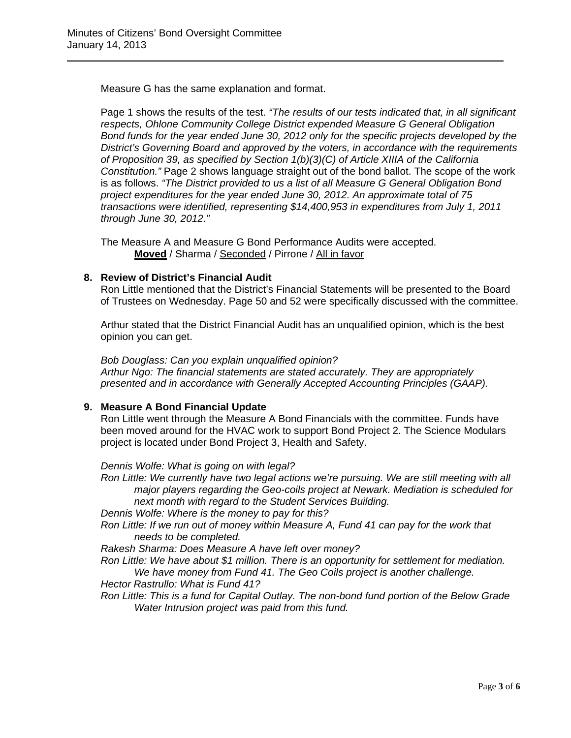Measure G has the same explanation and format.

Page 1 shows the results of the test. *"The results of our tests indicated that, in all significant respects, Ohlone Community College District expended Measure G General Obligation Bond funds for the year ended June 30, 2012 only for the specific projects developed by the District's Governing Board and approved by the voters, in accordance with the requirements of Proposition 39, as specified by Section 1(b)(3)(C) of Article XIIIA of the California Constitution."* Page 2 shows language straight out of the bond ballot. The scope of the work is as follows. *"The District provided to us a list of all Measure G General Obligation Bond project expenditures for the year ended June 30, 2012. An approximate total of 75 transactions were identified, representing $14,400,953 in expenditures from July 1, 2011 through June 30, 2012."*

The Measure A and Measure G Bond Performance Audits were accepted.
**Moved** / Sharma / Seconded / Pirrone / All in favor

**8. Review of District's Financial Audit**

Ron Little mentioned that the District's Financial Statements will be presented to the Board of Trustees on Wednesday. Page 50 and 52 were specifically discussed with the committee.

Arthur stated that the District Financial Audit has an unqualified opinion, which is the best opinion you can get.

*Bob Douglass: Can you explain unqualified opinion?*
*Arthur Ngo: The financial statements are stated accurately. They are appropriately presented and in accordance with Generally Accepted Accounting Principles (GAAP).*

**9. Measure A Bond Financial Update**

Ron Little went through the Measure A Bond Financials with the committee. Funds have been moved around for the HVAC work to support Bond Project 2. The Science Modulars project is located under Bond Project 3, Health and Safety.

*Dennis Wolfe: What is going on with legal?*
*Ron Little: We currently have two legal actions we're pursuing. We are still meeting with all major players regarding the Geo-coils project at Newark. Mediation is scheduled for next month with regard to the Student Services Building.*
*Dennis Wolfe: Where is the money to pay for this?*
*Ron Little: If we run out of money within Measure A, Fund 41 can pay for the work that needs to be completed.*
*Rakesh Sharma: Does Measure A have left over money?*
*Ron Little: We have about $1 million. There is an opportunity for settlement for mediation. We have money from Fund 41. The Geo Coils project is another challenge.*
*Hector Rastrullo: What is Fund 41?*
*Ron Little: This is a fund for Capital Outlay. The non-bond fund portion of the Below Grade Water Intrusion project was paid from this fund.*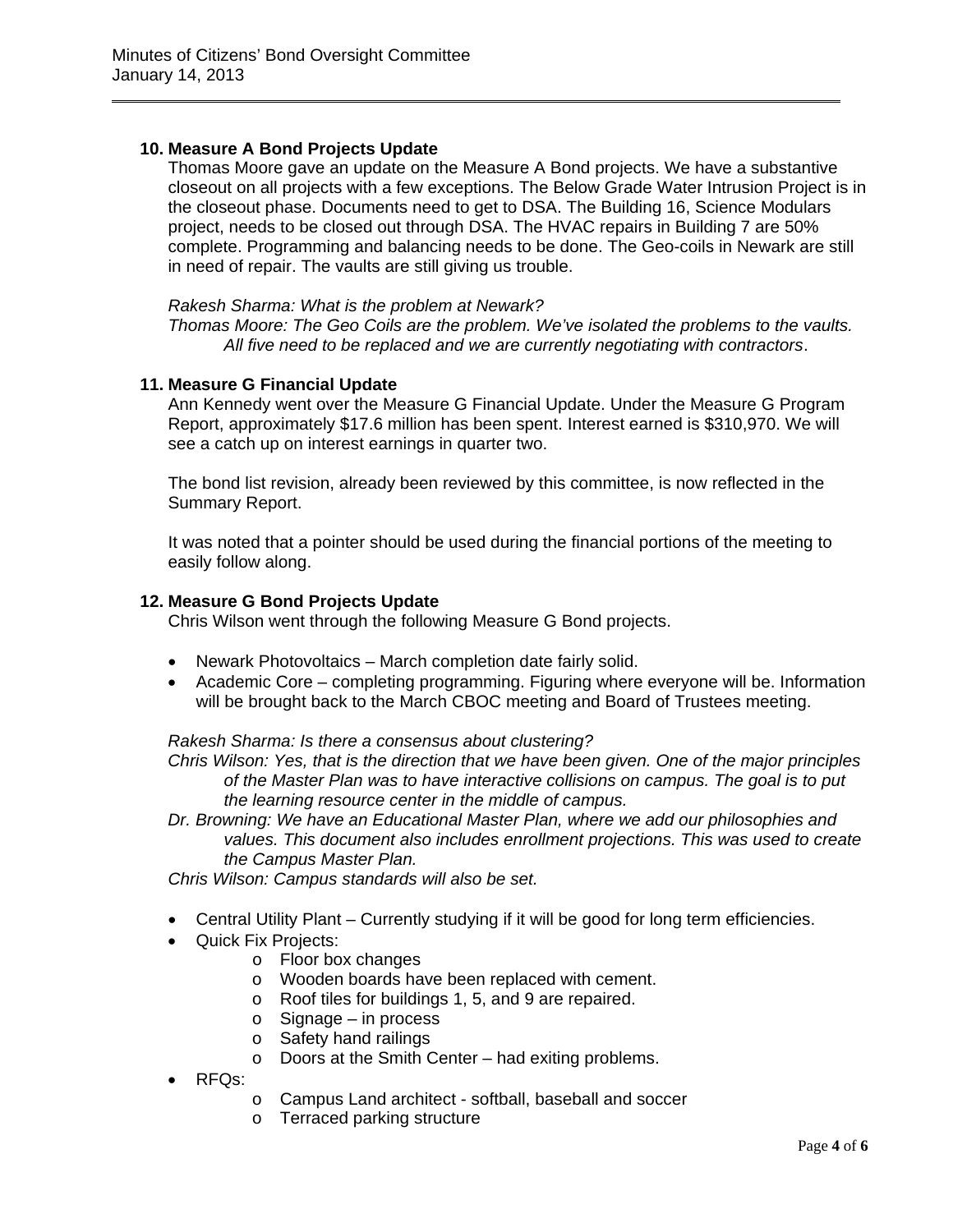### 10. Measure A Bond Projects Update

Thomas Moore gave an update on the Measure A Bond projects. We have a substantive closeout on all projects with a few exceptions. The Below Grade Water Intrusion Project is in the closeout phase. Documents need to get to DSA. The Building 16, Science Modulars project, needs to be closed out through DSA. The HVAC repairs in Building 7 are 50% complete. Programming and balancing needs to be done. The Geo-coils in Newark are still in need of repair. The vaults are still giving us trouble.

*Rakesh Sharma: What is the problem at Newark?*
*Thomas Moore: The Geo Coils are the problem. We've isolated the problems to the vaults. All five need to be replaced and we are currently negotiating with contractors*.

### 11. Measure G Financial Update

Ann Kennedy went over the Measure G Financial Update. Under the Measure G Program Report, approximately $17.6 million has been spent. Interest earned is $310,970. We will see a catch up on interest earnings in quarter two.

The bond list revision, already been reviewed by this committee, is now reflected in the Summary Report.

It was noted that a pointer should be used during the financial portions of the meeting to easily follow along.

### 12. Measure G Bond Projects Update

Chris Wilson went through the following Measure G Bond projects.

- Newark Photovoltaics – March completion date fairly solid.
- Academic Core – completing programming. Figuring where everyone will be. Information will be brought back to the March CBOC meeting and Board of Trustees meeting.

*Rakesh Sharma: Is there a consensus about clustering?*
*Chris Wilson: Yes, that is the direction that we have been given. One of the major principles of the Master Plan was to have interactive collisions on campus. The goal is to put the learning resource center in the middle of campus.*
*Dr. Browning: We have an Educational Master Plan, where we add our philosophies and values. This document also includes enrollment projections. This was used to create the Campus Master Plan.*
*Chris Wilson: Campus standards will also be set.*

- Central Utility Plant – Currently studying if it will be good for long term efficiencies.
- Quick Fix Projects:
  - Floor box changes
  - Wooden boards have been replaced with cement.
  - Roof tiles for buildings 1, 5, and 9 are repaired.
  - Signage – in process
  - Safety hand railings
  - Doors at the Smith Center – had exiting problems.
- RFQs:
  - Campus Land architect - softball, baseball and soccer
  - Terraced parking structure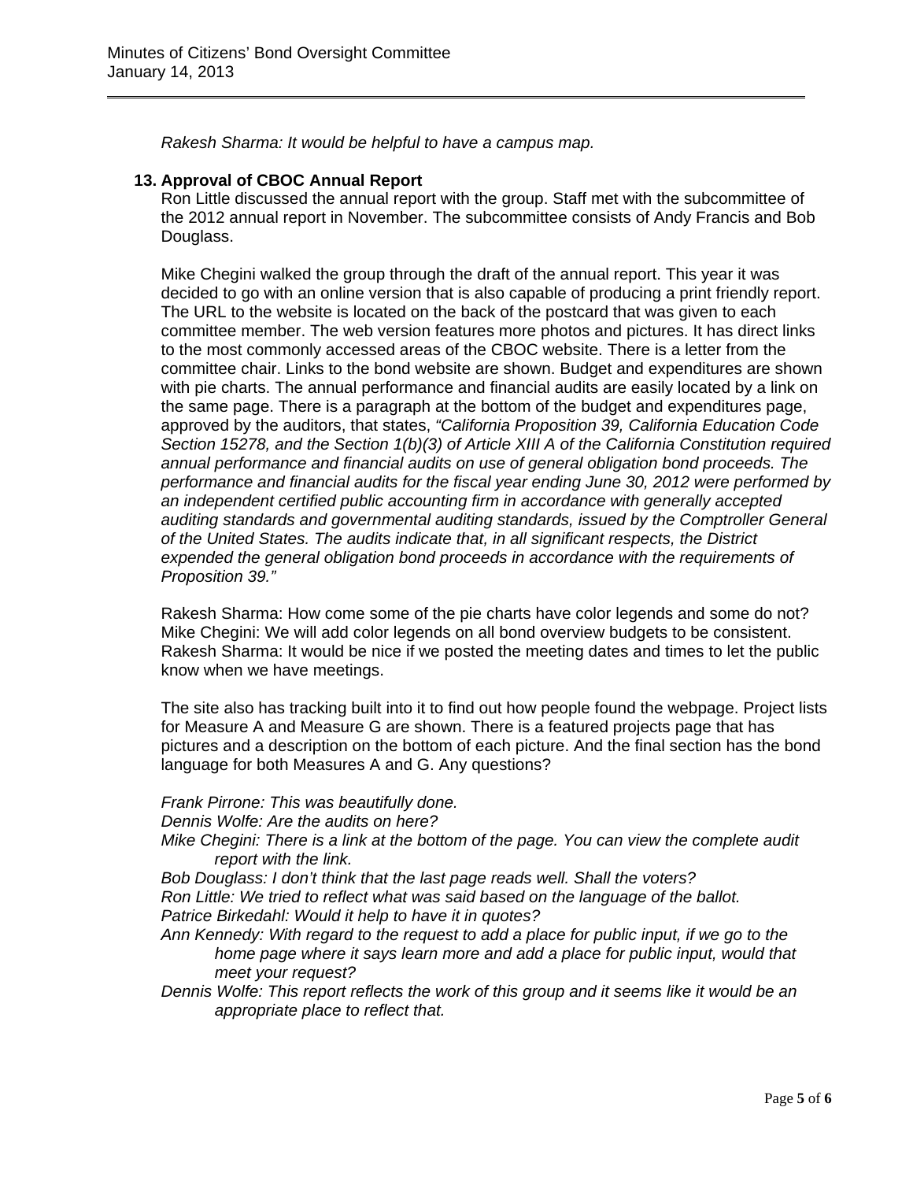*Rakesh Sharma: It would be helpful to have a campus map.*

### 13. Approval of CBOC Annual Report

Ron Little discussed the annual report with the group. Staff met with the subcommittee of the 2012 annual report in November. The subcommittee consists of Andy Francis and Bob Douglass.

Mike Chegini walked the group through the draft of the annual report. This year it was decided to go with an online version that is also capable of producing a print friendly report. The URL to the website is located on the back of the postcard that was given to each committee member. The web version features more photos and pictures. It has direct links to the most commonly accessed areas of the CBOC website. There is a letter from the committee chair. Links to the bond website are shown. Budget and expenditures are shown with pie charts. The annual performance and financial audits are easily located by a link on the same page. There is a paragraph at the bottom of the budget and expenditures page, approved by the auditors, that states, *"California Proposition 39, California Education Code Section 15278, and the Section 1(b)(3) of Article XIII A of the California Constitution required annual performance and financial audits on use of general obligation bond proceeds. The performance and financial audits for the fiscal year ending June 30, 2012 were performed by an independent certified public accounting firm in accordance with generally accepted auditing standards and governmental auditing standards, issued by the Comptroller General of the United States. The audits indicate that, in all significant respects, the District expended the general obligation bond proceeds in accordance with the requirements of Proposition 39."*

Rakesh Sharma: How come some of the pie charts have color legends and some do not?
Mike Chegini: We will add color legends on all bond overview budgets to be consistent.
Rakesh Sharma: It would be nice if we posted the meeting dates and times to let the public know when we have meetings.

The site also has tracking built into it to find out how people found the webpage. Project lists for Measure A and Measure G are shown. There is a featured projects page that has pictures and a description on the bottom of each picture. And the final section has the bond language for both Measures A and G. Any questions?

*Frank Pirrone: This was beautifully done.*
*Dennis Wolfe: Are the audits on here?*
*Mike Chegini: There is a link at the bottom of the page. You can view the complete audit report with the link.*
*Bob Douglass: I don't think that the last page reads well. Shall the voters?*
*Ron Little: We tried to reflect what was said based on the language of the ballot.*
*Patrice Birkedahl: Would it help to have it in quotes?*
*Ann Kennedy: With regard to the request to add a place for public input, if we go to the home page where it says learn more and add a place for public input, would that meet your request?*
*Dennis Wolfe: This report reflects the work of this group and it seems like it would be an appropriate place to reflect that.*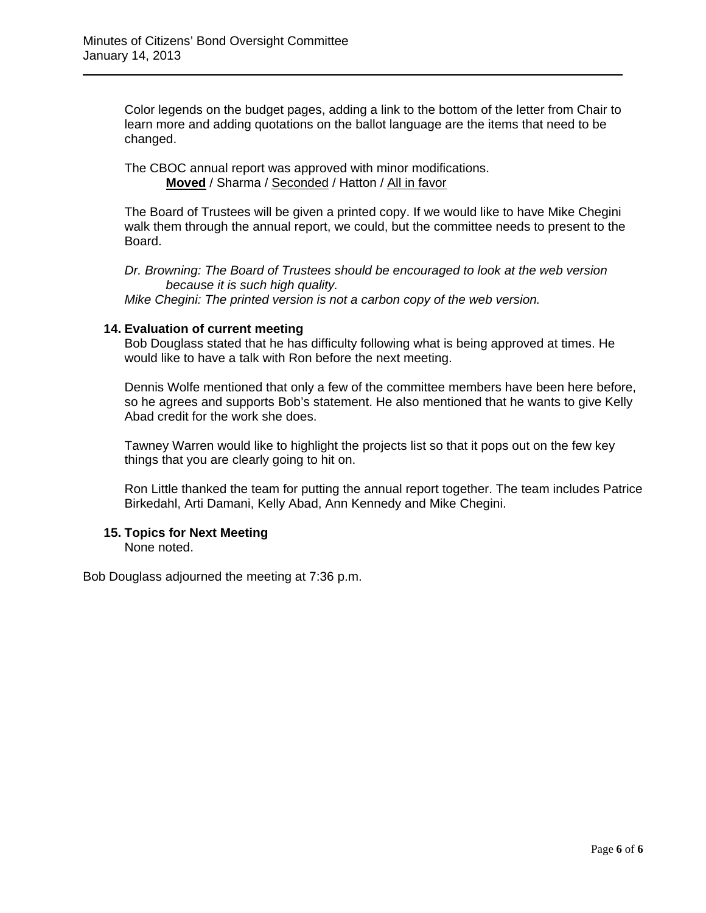Color legends on the budget pages, adding a link to the bottom of the letter from Chair to learn more and adding quotations on the ballot language are the items that need to be changed.

The CBOC annual report was approved with minor modifications.
**Moved** / Sharma / Seconded / Hatton / All in favor

The Board of Trustees will be given a printed copy. If we would like to have Mike Chegini walk them through the annual report, we could, but the committee needs to present to the Board.

*Dr. Browning: The Board of Trustees should be encouraged to look at the web version because it is such high quality.*
*Mike Chegini: The printed version is not a carbon copy of the web version.*

**14. Evaluation of current meeting**

Bob Douglass stated that he has difficulty following what is being approved at times. He would like to have a talk with Ron before the next meeting.

Dennis Wolfe mentioned that only a few of the committee members have been here before, so he agrees and supports Bob's statement. He also mentioned that he wants to give Kelly Abad credit for the work she does.

Tawney Warren would like to highlight the projects list so that it pops out on the few key things that you are clearly going to hit on.

Ron Little thanked the team for putting the annual report together. The team includes Patrice Birkedahl, Arti Damani, Kelly Abad, Ann Kennedy and Mike Chegini.

**15. Topics for Next Meeting**

None noted.

Bob Douglass adjourned the meeting at 7:36 p.m.